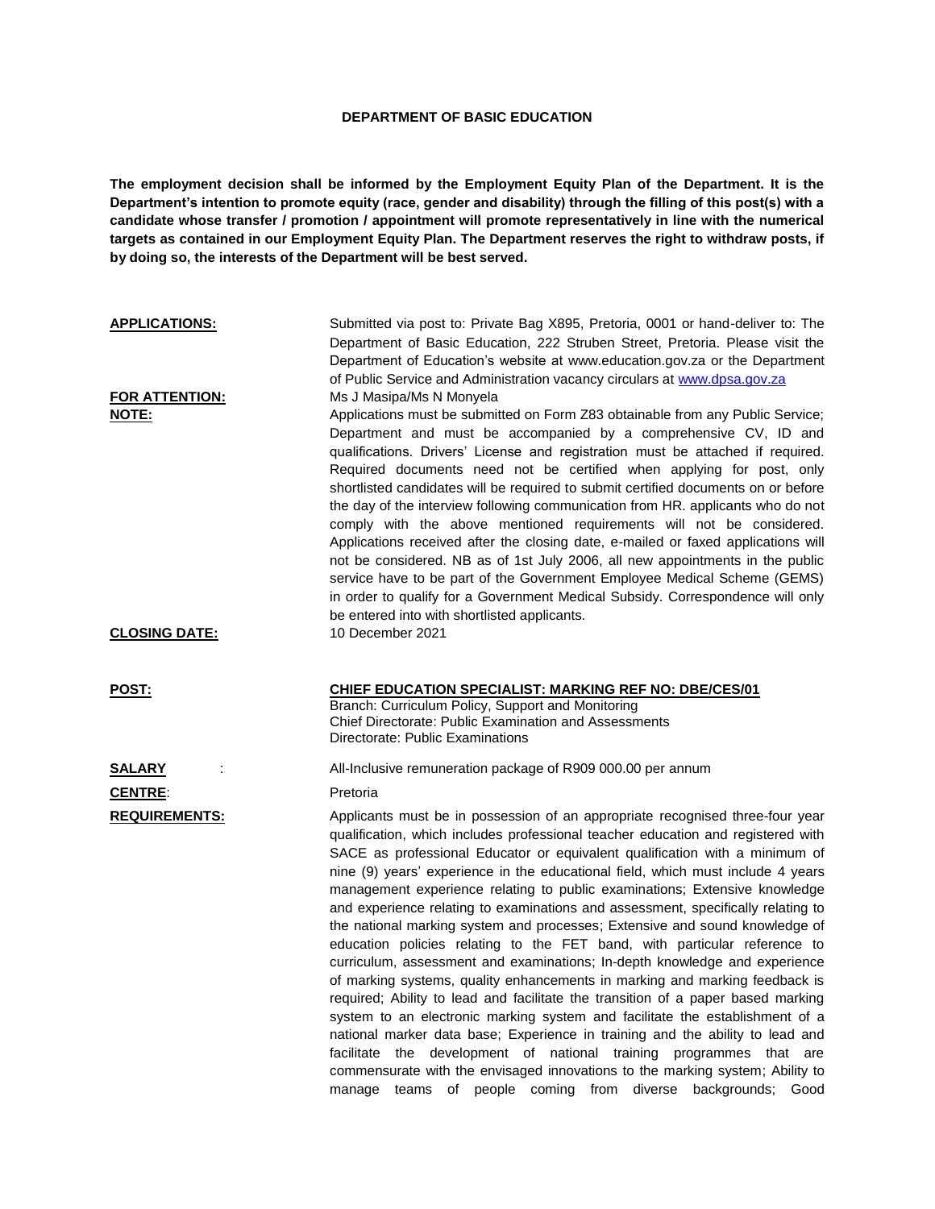# DEPARTMENT OF BASIC EDUCATION

**The employment decision shall be informed by the Employment Equity Plan of the Department. It is the Department's intention to promote equity (race, gender and disability) through the filling of this post(s) with a candidate whose transfer / promotion / appointment will promote representatively in line with the numerical targets as contained in our Employment Equity Plan. The Department reserves the right to withdraw posts, if by doing so, the interests of the Department will be best served.**

**APPLICATIONS:** Submitted via post to: Private Bag X895, Pretoria, 0001 or hand-deliver to: The Department of Basic Education, 222 Struben Street, Pretoria. Please visit the Department of Education's website at www.education.gov.za or the Department of Public Service and Administration vacancy circulars at [www.dpsa.gov.za](www.dpsa.gov.za)

**FOR ATTENTION:** Ms J Masipa/Ms N Monyela

**NOTE:** Applications must be submitted on Form Z83 obtainable from any Public Service; Department and must be accompanied by a comprehensive CV, ID and qualifications. Drivers' License and registration must be attached if required. Required documents need not be certified when applying for post, only shortlisted candidates will be required to submit certified documents on or before the day of the interview following communication from HR. applicants who do not comply with the above mentioned requirements will not be considered. Applications received after the closing date, e-mailed or faxed applications will not be considered. NB as of 1st July 2006, all new appointments in the public service have to be part of the Government Employee Medical Scheme (GEMS) in order to qualify for a Government Medical Subsidy. Correspondence will only be entered into with shortlisted applicants.

**CLOSING DATE:** 10 December 2021

**POST:** **CHIEF EDUCATION SPECIALIST: MARKING REF NO: DBE/CES/01**
Branch: Curriculum Policy, Support and Monitoring
Chief Directorate: Public Examination and Assessments
Directorate: Public Examinations

**SALARY** : All-Inclusive remuneration package of R909 000.00 per annum

**CENTRE**: Pretoria

**REQUIREMENTS:** Applicants must be in possession of an appropriate recognised three-four year qualification, which includes professional teacher education and registered with SACE as professional Educator or equivalent qualification with a minimum of nine (9) years' experience in the educational field, which must include 4 years management experience relating to public examinations; Extensive knowledge and experience relating to examinations and assessment, specifically relating to the national marking system and processes; Extensive and sound knowledge of education policies relating to the FET band, with particular reference to curriculum, assessment and examinations; In-depth knowledge and experience of marking systems, quality enhancements in marking and marking feedback is required; Ability to lead and facilitate the transition of a paper based marking system to an electronic marking system and facilitate the establishment of a national marker data base; Experience in training and the ability to lead and facilitate the development of national training programmes that are commensurate with the envisaged innovations to the marking system; Ability to manage teams of people coming from diverse backgrounds; Good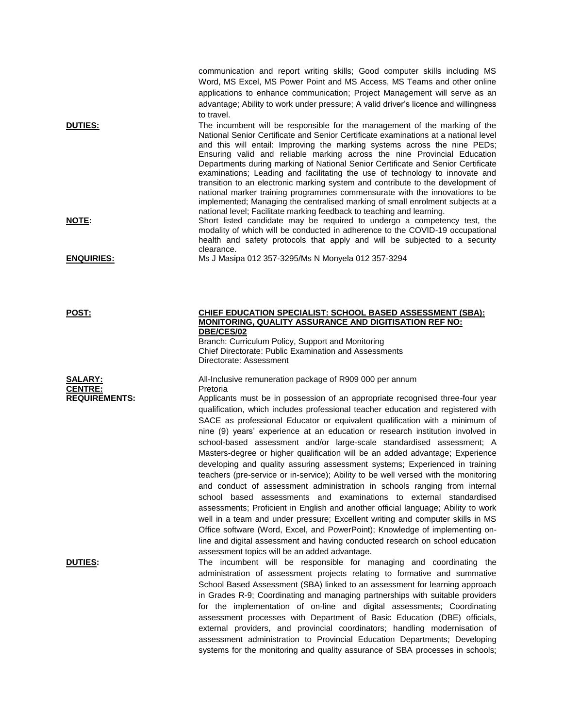communication and report writing skills; Good computer skills including MS Word, MS Excel, MS Power Point and MS Access, MS Teams and other online applications to enhance communication; Project Management will serve as an advantage; Ability to work under pressure; A valid driver's licence and willingness to travel.

**DUTIES:** The incumbent will be responsible for the management of the marking of the National Senior Certificate and Senior Certificate examinations at a national level and this will entail: Improving the marking systems across the nine PEDs; Ensuring valid and reliable marking across the nine Provincial Education Departments during marking of National Senior Certificate and Senior Certificate examinations; Leading and facilitating the use of technology to innovate and transition to an electronic marking system and contribute to the development of national marker training programmes commensurate with the innovations to be implemented; Managing the centralised marking of small enrolment subjects at a national level; Facilitate marking feedback to teaching and learning.

**NOTE:** Short listed candidate may be required to undergo a competency test, the modality of which will be conducted in adherence to the COVID-19 occupational health and safety protocols that apply and will be subjected to a security clearance.

**ENQUIRIES:** Ms J Masipa 012 357-3295/Ms N Monyela 012 357-3294

**POST:** **CHIEF EDUCATION SPECIALIST: SCHOOL BASED ASSESSMENT (SBA): MONITORING, QUALITY ASSURANCE AND DIGITISATION REF NO: DBE/CES/02**

Branch: Curriculum Policy, Support and Monitoring
Chief Directorate: Public Examination and Assessments
Directorate: Assessment

**SALARY:** All-Inclusive remuneration package of R909 000 per annum

**CENTRE:** Pretoria

**REQUIREMENTS:** Applicants must be in possession of an appropriate recognised three-four year qualification, which includes professional teacher education and registered with SACE as professional Educator or equivalent qualification with a minimum of nine (9) years' experience at an education or research institution involved in school-based assessment and/or large-scale standardised assessment; A Masters-degree or higher qualification will be an added advantage; Experience developing and quality assuring assessment systems; Experienced in training teachers (pre-service or in-service); Ability to be well versed with the monitoring and conduct of assessment administration in schools ranging from internal school based assessments and examinations to external standardised assessments; Proficient in English and another official language; Ability to work well in a team and under pressure; Excellent writing and computer skills in MS Office software (Word, Excel, and PowerPoint); Knowledge of implementing on-line and digital assessment and having conducted research on school education assessment topics will be an added advantage.

**DUTIES:** The incumbent will be responsible for managing and coordinating the administration of assessment projects relating to formative and summative School Based Assessment (SBA) linked to an assessment for learning approach in Grades R-9; Coordinating and managing partnerships with suitable providers for the implementation of on-line and digital assessments; Coordinating assessment processes with Department of Basic Education (DBE) officials, external providers, and provincial coordinators; handling modernisation of assessment administration to Provincial Education Departments; Developing systems for the monitoring and quality assurance of SBA processes in schools;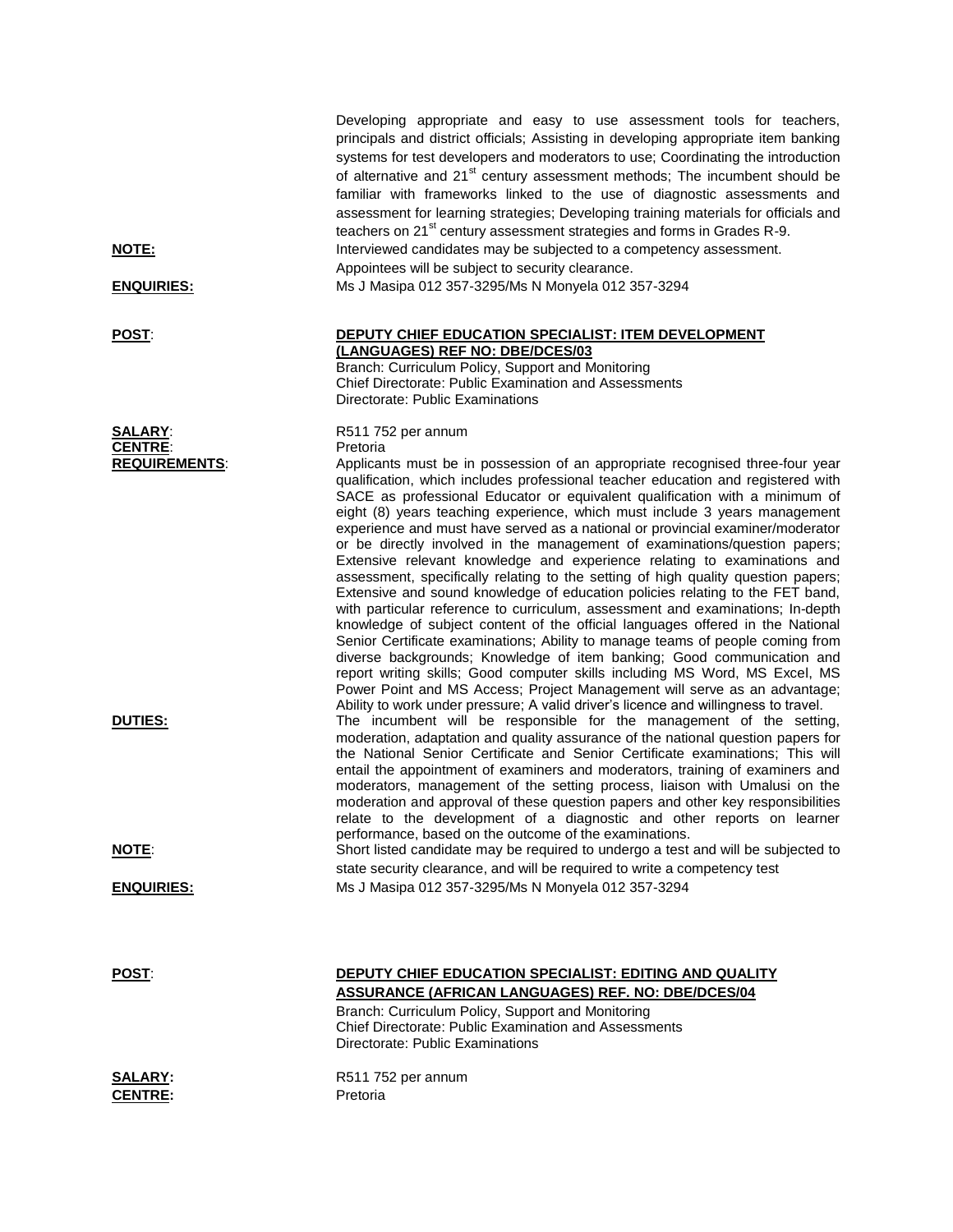Developing appropriate and easy to use assessment tools for teachers, principals and district officials; Assisting in developing appropriate item banking systems for test developers and moderators to use; Coordinating the introduction of alternative and 21st century assessment methods; The incumbent should be familiar with frameworks linked to the use of diagnostic assessments and assessment for learning strategies; Developing training materials for officials and teachers on 21st century assessment strategies and forms in Grades R-9.

**NOTE:** Interviewed candidates may be subjected to a competency assessment. Appointees will be subject to security clearance.

**ENQUIRIES:** Ms J Masipa 012 357-3295/Ms N Monyela 012 357-3294

**POST:** **DEPUTY CHIEF EDUCATION SPECIALIST: ITEM DEVELOPMENT (LANGUAGES) REF NO: DBE/DCES/03**

Branch: Curriculum Policy, Support and Monitoring
Chief Directorate: Public Examination and Assessments
Directorate: Public Examinations

**SALARY:** R511 752 per annum

**CENTRE:** Pretoria

**REQUIREMENTS:** Applicants must be in possession of an appropriate recognised three-four year qualification, which includes professional teacher education and registered with SACE as professional Educator or equivalent qualification with a minimum of eight (8) years teaching experience, which must include 3 years management experience and must have served as a national or provincial examiner/moderator or be directly involved in the management of examinations/question papers; Extensive relevant knowledge and experience relating to examinations and assessment, specifically relating to the setting of high quality question papers; Extensive and sound knowledge of education policies relating to the FET band, with particular reference to curriculum, assessment and examinations; In-depth knowledge of subject content of the official languages offered in the National Senior Certificate examinations; Ability to manage teams of people coming from diverse backgrounds; Knowledge of item banking; Good communication and report writing skills; Good computer skills including MS Word, MS Excel, MS Power Point and MS Access; Project Management will serve as an advantage; Ability to work under pressure; A valid driver's licence and willingness to travel.

**DUTIES:** The incumbent will be responsible for the management of the setting, moderation, adaptation and quality assurance of the national question papers for the National Senior Certificate and Senior Certificate examinations; This will entail the appointment of examiners and moderators, training of examiners and moderators, management of the setting process, liaison with Umalusi on the moderation and approval of these question papers and other key responsibilities relate to the development of a diagnostic and other reports on learner performance, based on the outcome of the examinations.

**NOTE:** Short listed candidate may be required to undergo a test and will be subjected to state security clearance, and will be required to write a competency test

**ENQUIRIES:** Ms J Masipa 012 357-3295/Ms N Monyela 012 357-3294

**POST:** **DEPUTY CHIEF EDUCATION SPECIALIST: EDITING AND QUALITY ASSURANCE (AFRICAN LANGUAGES) REF. NO: DBE/DCES/04**

Branch: Curriculum Policy, Support and Monitoring
Chief Directorate: Public Examination and Assessments
Directorate: Public Examinations

**SALARY:** R511 752 per annum

**CENTRE:** Pretoria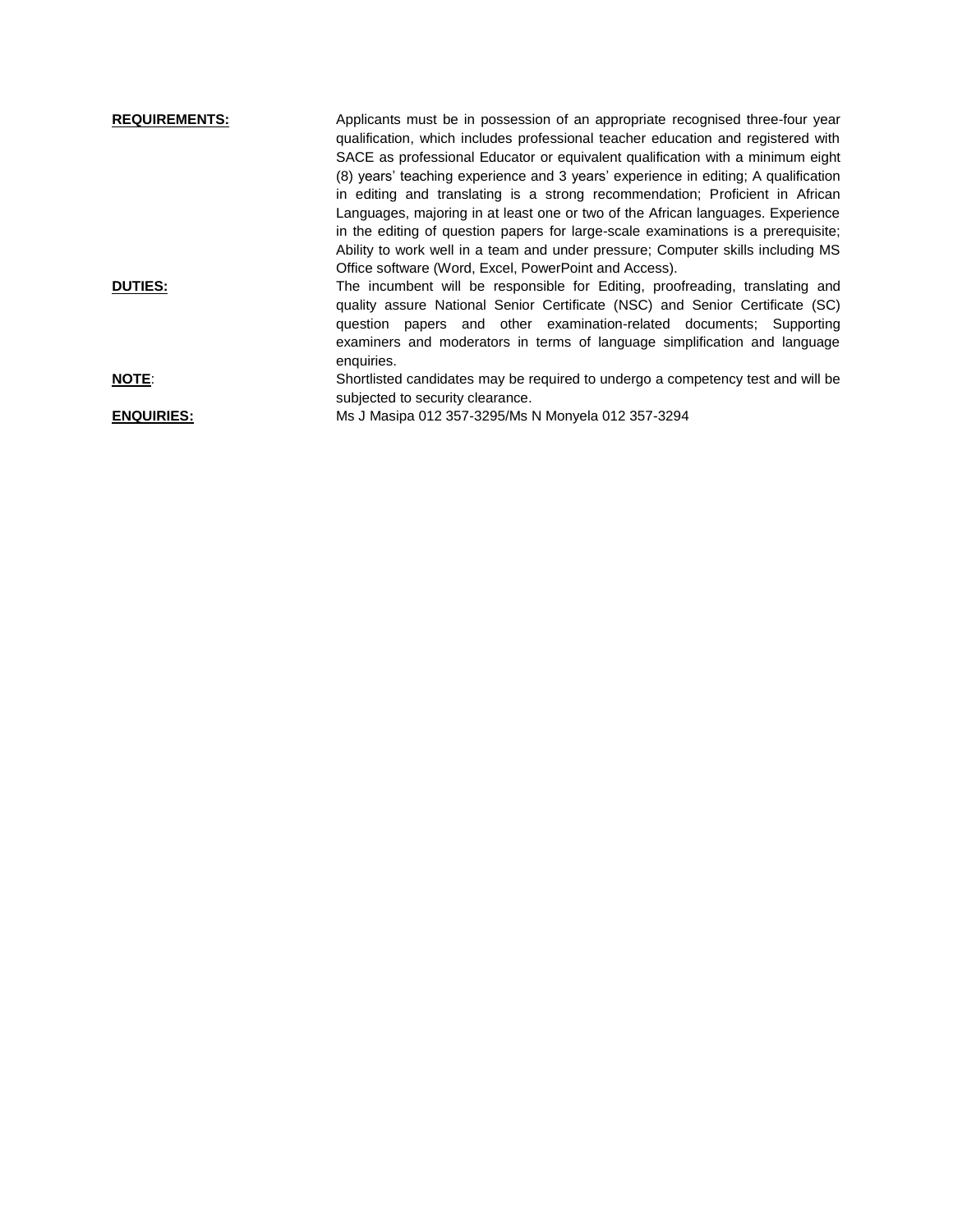**REQUIREMENTS:** Applicants must be in possession of an appropriate recognised three-four year qualification, which includes professional teacher education and registered with SACE as professional Educator or equivalent qualification with a minimum eight (8) years' teaching experience and 3 years' experience in editing; A qualification in editing and translating is a strong recommendation; Proficient in African Languages, majoring in at least one or two of the African languages. Experience in the editing of question papers for large-scale examinations is a prerequisite; Ability to work well in a team and under pressure; Computer skills including MS Office software (Word, Excel, PowerPoint and Access).

**DUTIES:** The incumbent will be responsible for Editing, proofreading, translating and quality assure National Senior Certificate (NSC) and Senior Certificate (SC) question papers and other examination-related documents; Supporting examiners and moderators in terms of language simplification and language enquiries.

**NOTE**: Shortlisted candidates may be required to undergo a competency test and will be subjected to security clearance.

**ENQUIRIES:** Ms J Masipa 012 357-3295/Ms N Monyela 012 357-3294